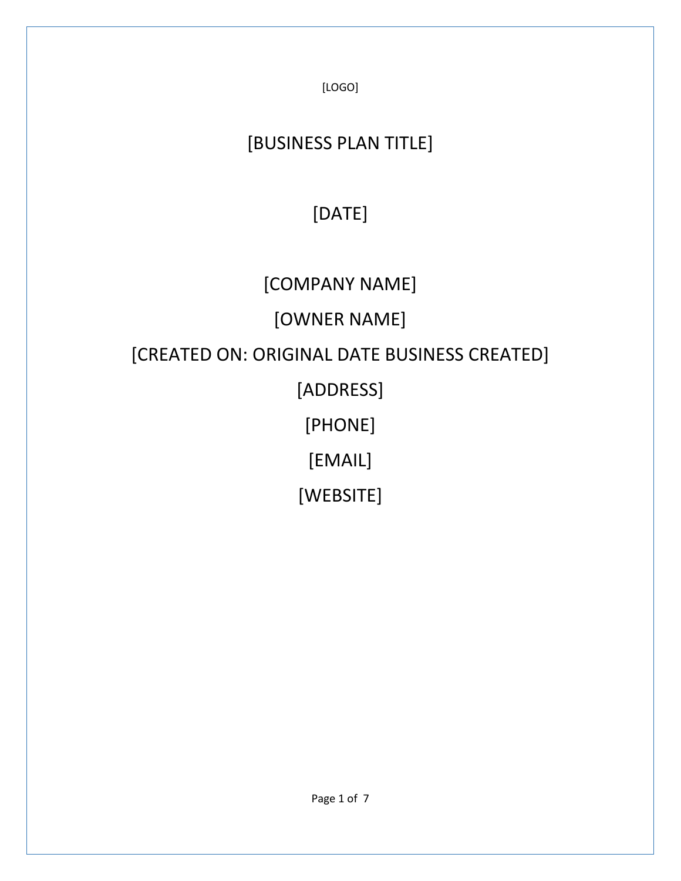[LOGO]

# [BUSINESS PLAN TITLE]

[DATE]

[COMPANY NAME]

[OWNER NAME]

[CREATED ON: ORIGINAL DATE BUSINESS CREATED]

[ADDRESS]

[PHONE]

[EMAIL]

[WEBSITE]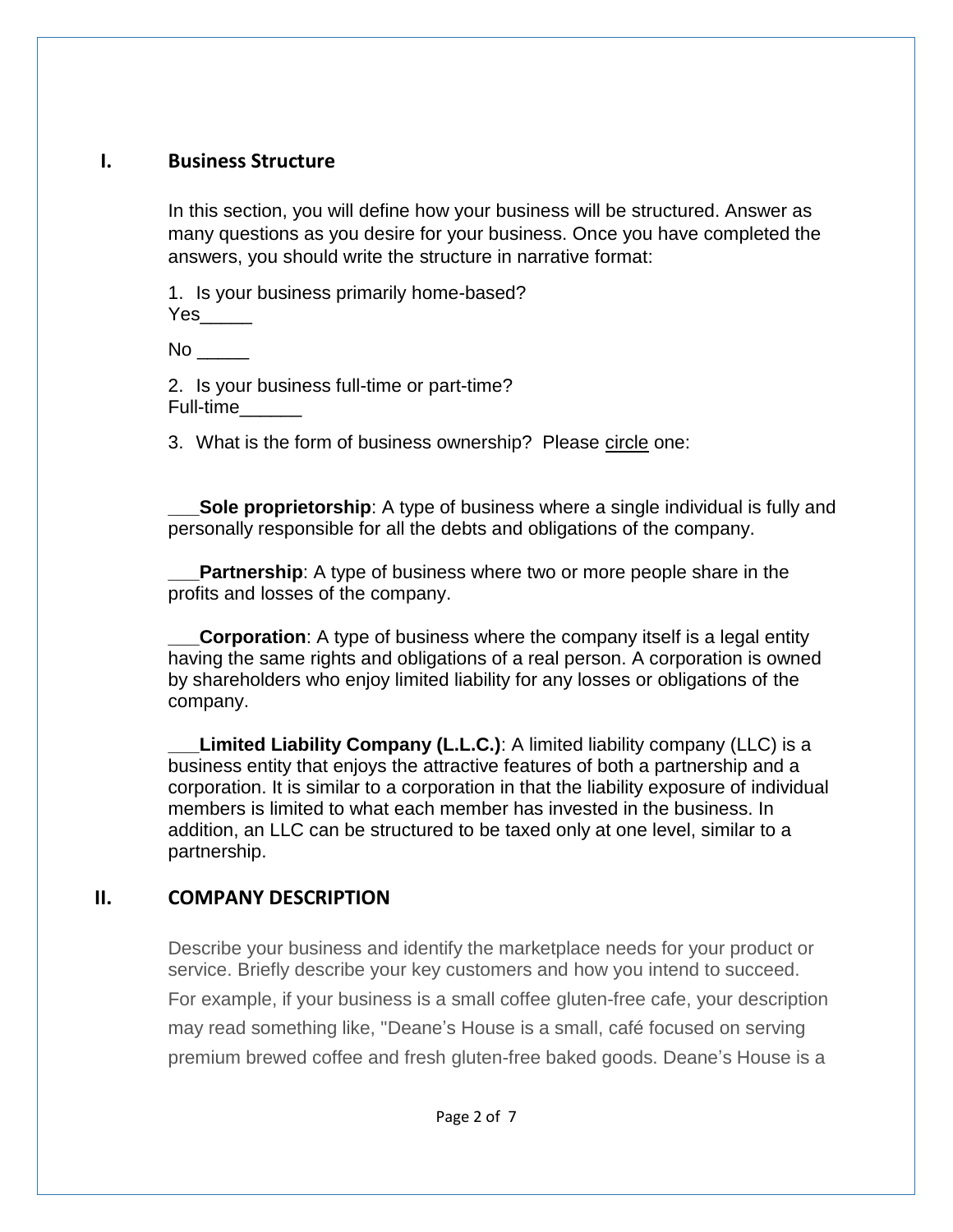## I. Business Structure

In this section, you will define how your business will be structured. Answer as many questions as you desire for your business. Once you have completed the answers, you should write the structure in narrative format:

1. Is your business primarily home-based?
Yes_____

No _____

2. Is your business full-time or part-time?
Full-time______

3. What is the form of business ownership? Please circle one:

___**Sole proprietorship**: A type of business where a single individual is fully and personally responsible for all the debts and obligations of the company.

___**Partnership**: A type of business where two or more people share in the profits and losses of the company.

___**Corporation**: A type of business where the company itself is a legal entity having the same rights and obligations of a real person. A corporation is owned by shareholders who enjoy limited liability for any losses or obligations of the company.

___**Limited Liability Company (L.L.C.)**: A limited liability company (LLC) is a business entity that enjoys the attractive features of both a partnership and a corporation. It is similar to a corporation in that the liability exposure of individual members is limited to what each member has invested in the business. In addition, an LLC can be structured to be taxed only at one level, similar to a partnership.

## II. COMPANY DESCRIPTION

Describe your business and identify the marketplace needs for your product or service. Briefly describe your key customers and how you intend to succeed. For example, if your business is a small coffee gluten-free cafe, your description may read something like, "Deane's House is a small, café focused on serving premium brewed coffee and fresh gluten-free baked goods. Deane's House is a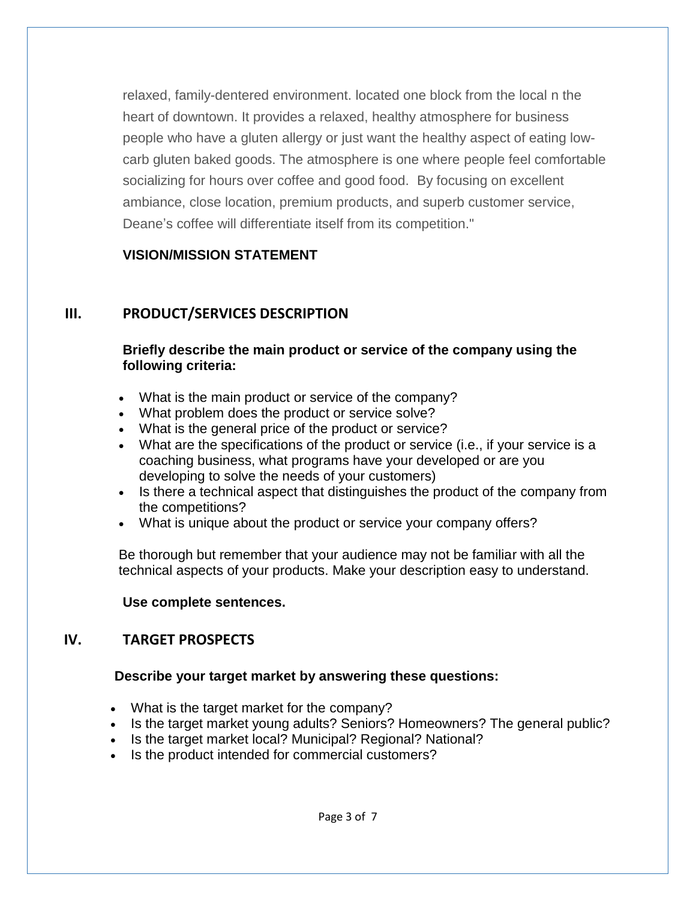relaxed, family-dentered environment. located one block from the local n the heart of downtown. It provides a relaxed, healthy atmosphere for business people who have a gluten allergy or just want the healthy aspect of eating low-carb gluten baked goods. The atmosphere is one where people feel comfortable socializing for hours over coffee and good food. By focusing on excellent ambiance, close location, premium products, and superb customer service, Deane's coffee will differentiate itself from its competition."

**VISION/MISSION STATEMENT**

## III. PRODUCT/SERVICES DESCRIPTION

**Briefly describe the main product or service of the company using the following criteria:**

- What is the main product or service of the company?
- What problem does the product or service solve?
- What is the general price of the product or service?
- What are the specifications of the product or service (i.e., if your service is a coaching business, what programs have your developed or are you developing to solve the needs of your customers)
- Is there a technical aspect that distinguishes the product of the company from the competitions?
- What is unique about the product or service your company offers?

Be thorough but remember that your audience may not be familiar with all the technical aspects of your products. Make your description easy to understand.

**Use complete sentences.**

## IV. TARGET PROSPECTS

**Describe your target market by answering these questions:**

- What is the target market for the company?
- Is the target market young adults? Seniors? Homeowners? The general public?
- Is the target market local? Municipal? Regional? National?
- Is the product intended for commercial customers?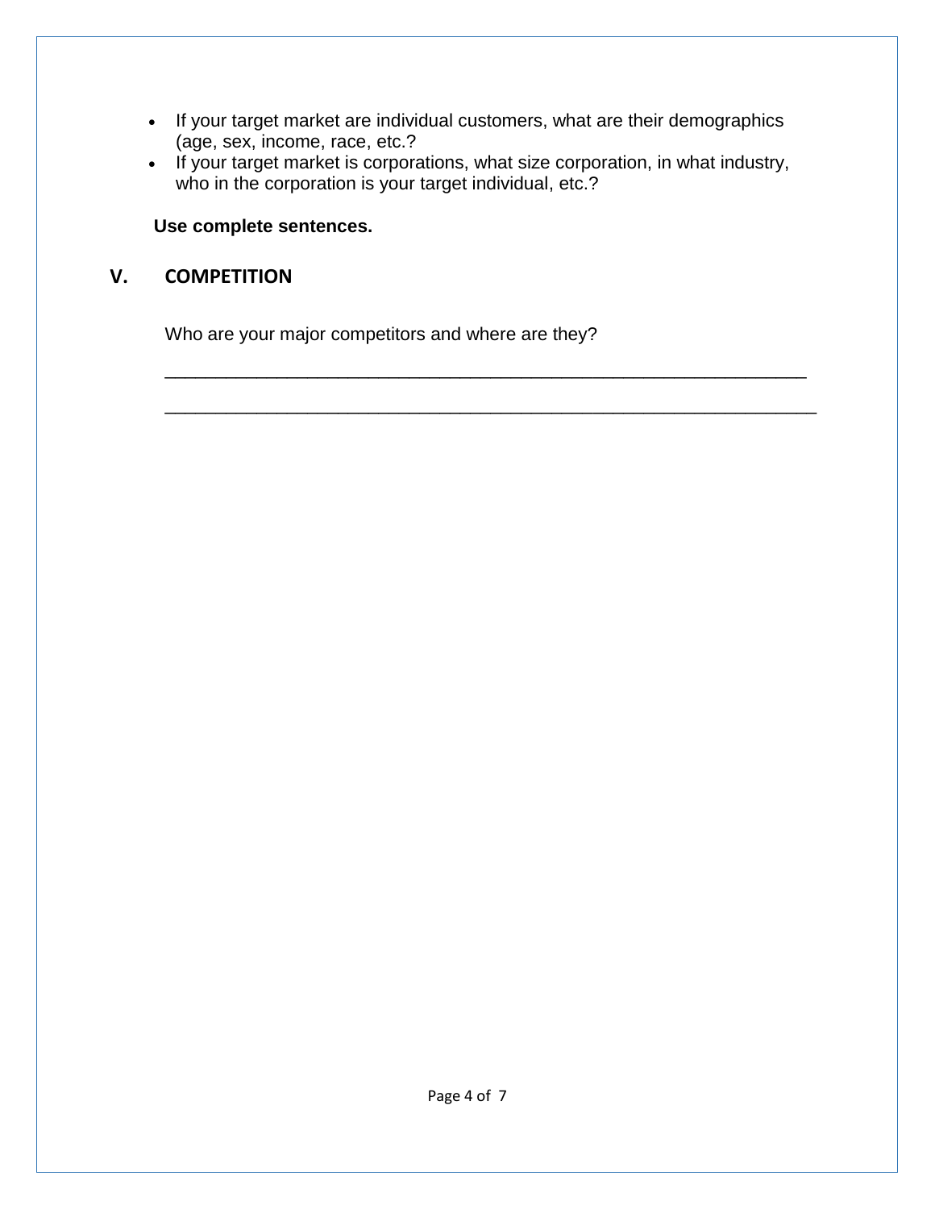- If your target market are individual customers, what are their demographics (age, sex, income, race, etc.?
- If your target market is corporations, what size corporation, in what industry, who in the corporation is your target individual, etc.?

**Use complete sentences.**

## V. COMPETITION

Who are your major competitors and where are they?

_______________________________________________________________

_______________________________________________________________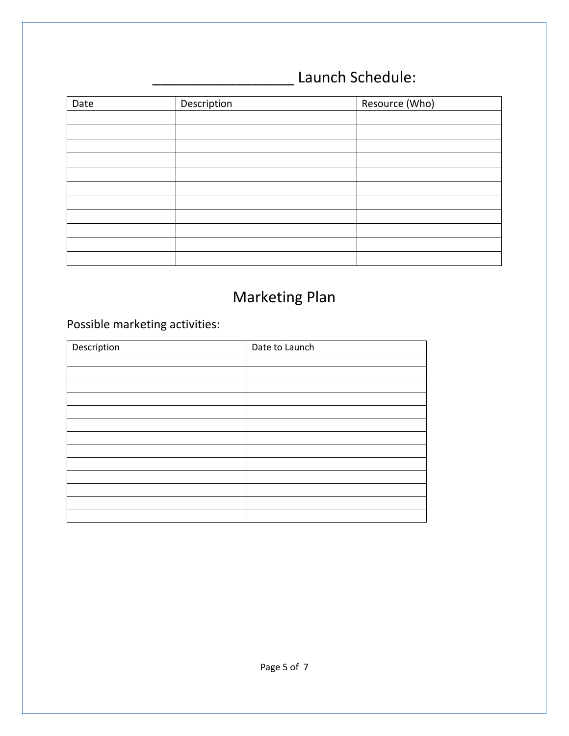# _________________ Launch Schedule:

| Date | Description | Resource (Who) |
| --- | --- | --- |
| | | |
| | | |
| | | |
| | | |
| | | |
| | | |
| | | |
| | | |
| | | |
| | | |
| | | |

# Marketing Plan

Possible marketing activities:

| Description | Date to Launch |
| --- | --- |
| | |
| | |
| | |
| | |
| | |
| | |
| | |
| | |
| | |
| | |
| | |
| | |
| | |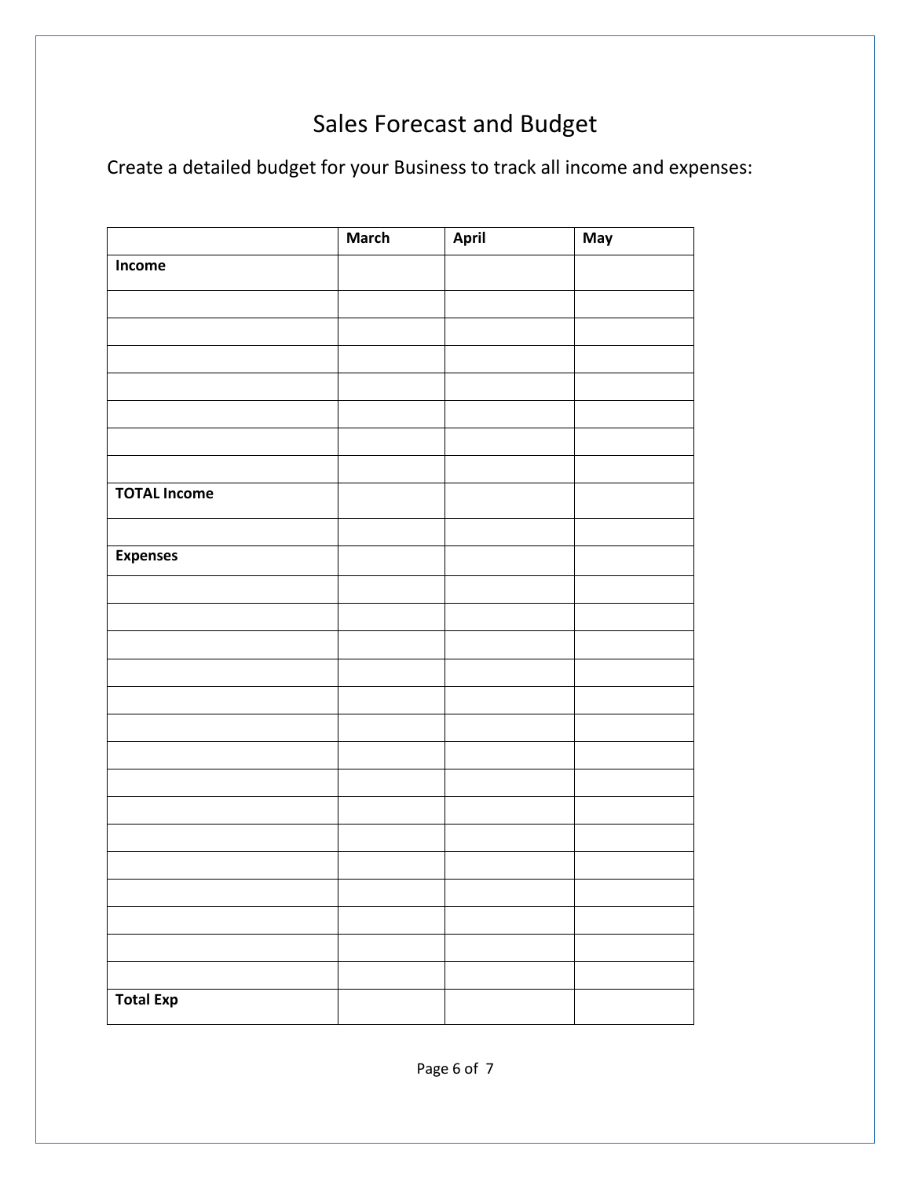# Sales Forecast and Budget

Create a detailed budget for your Business to track all income and expenses:

| | March | April | May |
|---|---|---|---|
| **Income** | | | |
| | | | |
| | | | |
| | | | |
| | | | |
| | | | |
| | | | |
| | | | |
| **TOTAL Income** | | | |
| | | | |
| **Expenses** | | | |
| | | | |
| | | | |
| | | | |
| | | | |
| | | | |
| | | | |
| | | | |
| | | | |
| | | | |
| | | | |
| | | | |
| | | | |
| | | | |
| | | | |
| | | | |
| **Total Exp** | | | |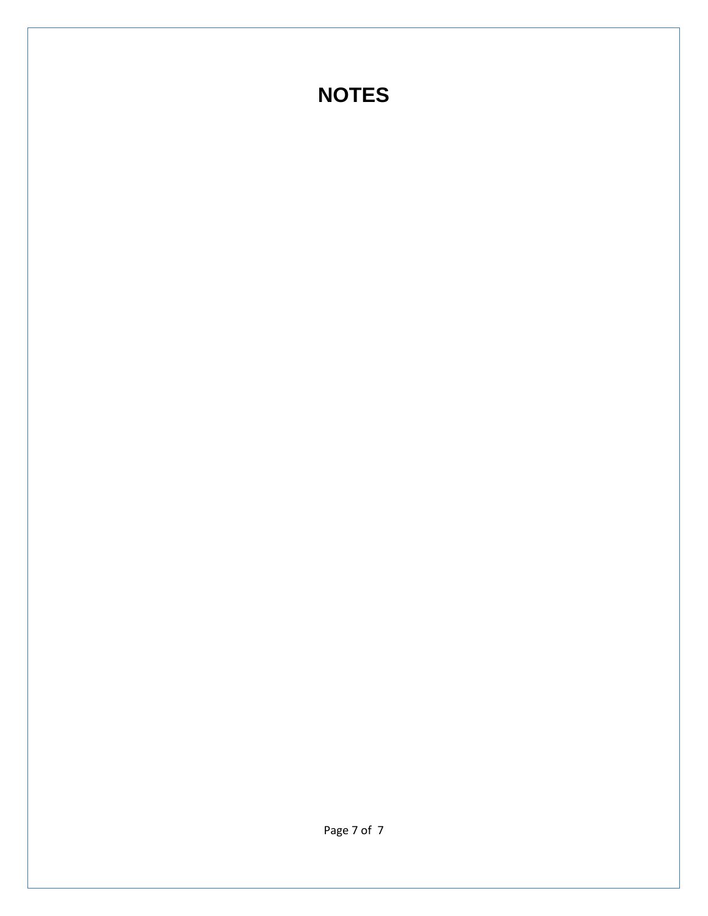# NOTES